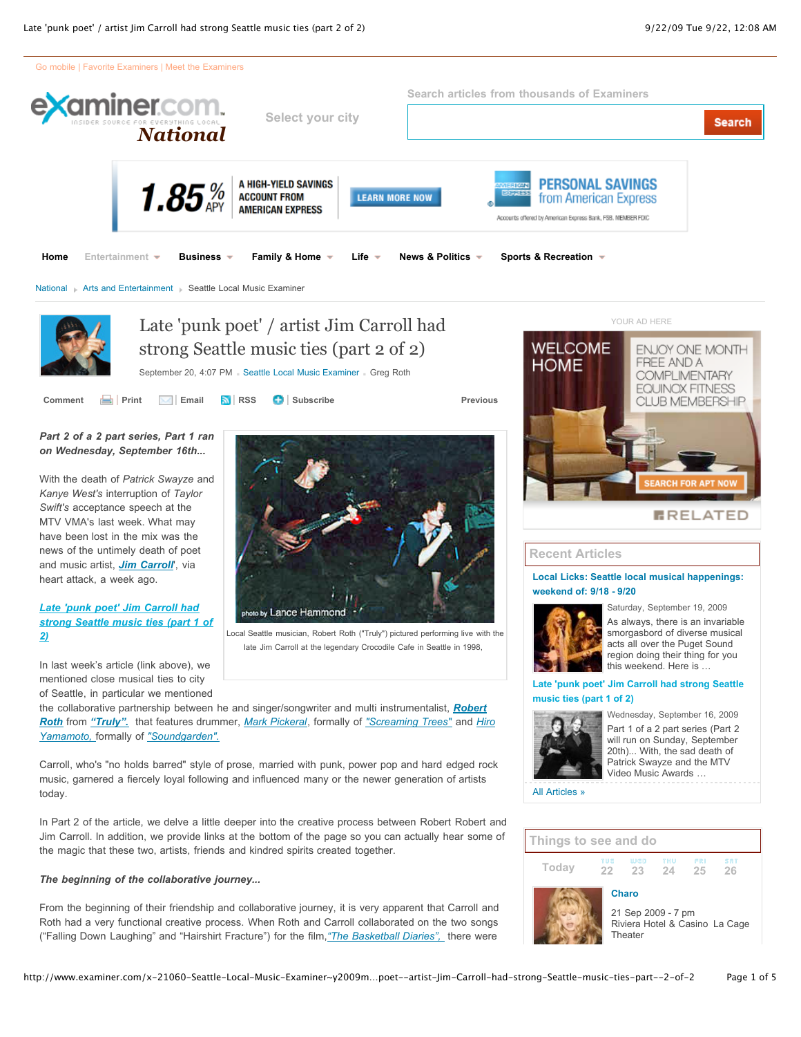# Late 'punk poet' / artist Jim Carroll had strong Seattle music ties (part 2 of 2)

September 20, 4:07 PM · Seattle Local Music Examiner · Greg Roth

***Part 2 of a 2 part series, Part 1 ran on Wednesday, September 16th...***

With the death of *Patrick Swayze* and *Kanye West's* interruption of *Taylor Swift's* acceptance speech at the MTV VMA's last week. What may have been lost in the mix was the news of the untimely death of poet and music artist, ***Jim Carroll***, via heart attack, a week ago.

photo by Lance Hammond

Local Seattle musician, Robert Roth ("Truly") pictured performing live with the late Jim Carroll at the legendary Crocodile Cafe in Seattle in 1998,

***Late 'punk poet' Jim Carroll had strong Seattle music ties (part 1 of 2)***

In last week's article (link above), we mentioned close musical ties to city of Seattle, in particular we mentioned the collaborative partnership between he and singer/songwriter and multi instrumentalist, ***Robert Roth*** from ***"Truly".*** that features drummer, *Mark Pickerel*, formally of *"Screaming Trees"* and *Hiro Yamamoto,* formally of *"Soundgarden".*

Carroll, who's "no holds barred" style of prose, married with punk, power pop and hard edged rock music, garnered a fiercely loyal following and influenced many or the newer generation of artists today.

In Part 2 of the article, we delve a little deeper into the creative process between Robert Robert and Jim Carroll. In addition, we provide links at the bottom of the page so you can actually hear some of the magic that these two, artists, friends and kindred spirits created together.

***The beginning of the collaborative journey...***

From the beginning of their friendship and collaborative journey, it is very apparent that Carroll and Roth had a very functional creative process. When Roth and Carroll collaborated on the two songs ("Falling Down Laughing" and "Hairshirt Fracture") for the film, *"The Basketball Diaries",* there were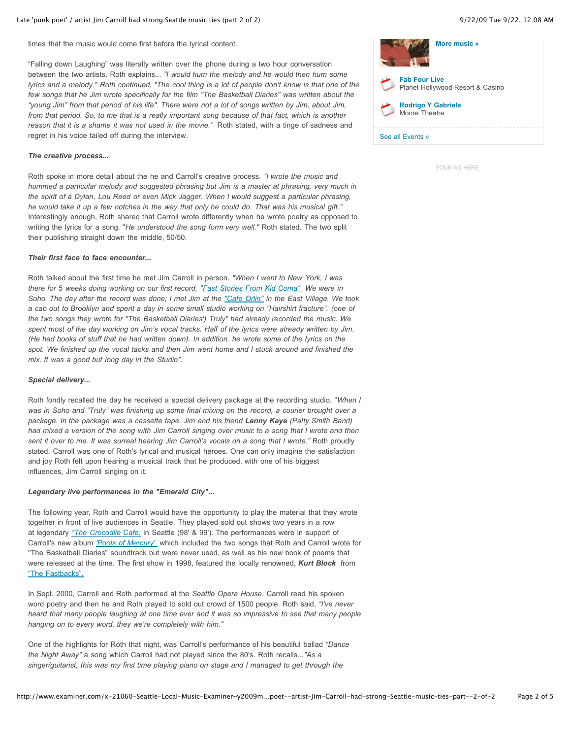times that the music would come first before the lyrical content.

“Falling down Laughing” was literally written over the phone during a two hour conversation between the two artists. Roth explains... *"I would hum the melody and he would then hum some lyrics and a melody."* Roth continued, *"The cool thing is a lot of people don't know is that one of the few songs that he Jim wrote specifically for the film "The Basketball Diaries" was written about the "young Jim" from that period of his life". There were not a lot of songs written by Jim, about Jim, from that period. So, to me that is a really important song because of that fact, which is another reason that it is a shame it was not used in the movie."* Roth stated, with a tinge of sadness and regret in his voice tailed off during the interview.

***The creative process...***

Roth spoke in more detail about the he and Carroll's creative process. *"I wrote the music and hummed a particular melody and suggested phrasing but Jim is a master at phrasing, very much in the spirit of a Dylan, Lou Reed or even Mick Jagger. When I would suggest a particular phrasing, he would take it up a few notches in the way that only he could do. That was his musical gift."* Interestingly enough, Roth shared that Carroll wrote differently when he wrote poetry as opposed to writing the lyrics for a song. "*He understood the song form very well."* Roth stated. The two split their publishing straight down the middle, 50/50.

***Their first face to face encounter...***

Roth talked about the first time he met Jim Carroll in person. *"When I went to New York, I was there for* 5 *weeks doing working on our first record, "Fast Stories From Kid Coma" We were in Soho. The day after the record was done; I met Jim at the "Cafe Orlin" in the East Village. We took a cab out to Brooklyn and spent a day in some small studio working on "Hairshirt fracture". (one of the two songs they wrote for "The Basketball Diaries') Truly" had already recorded the music. We spent most of the day working on Jim's vocal tracks. Half of the lyrics were already written by Jim. (He had books of stuff that he had written down). In addition, he wrote some of the lyrics on the spot. We finished up the vocal tacks and then Jim went home and I stuck around and finished the mix. It was a good but long day in the Studio".*

***Special delivery...***

Roth fondly recalled the day he received a special delivery package at the recording studio. "*When I was in Soho and "Truly" was finishing up some final mixing on the record, a courier brought over a package. In the package was a cassette tape. Jim and his friend* ***Lenny Kaye*** *(Patty Smith Band) had mixed a version of the song with Jim Carroll singing over music to a song that I wrote and then sent it over to me. It was surreal hearing Jim Carroll's vocals on a song that I wrote."* Roth proudly stated. Carroll was one of Roth's lyrical and musical heroes. One can only imagine the satisfaction and joy Roth felt upon hearing a musical track that he produced, with one of his biggest influences, Jim Carroll singing on it.

***Legendary live performances in the "Emerald City"...***

The following year, Roth and Carroll would have the opportunity to play the material that they wrote together in front of live audiences in Seattle. They played sold out shows two years in a row at legendary *"The Crocodile Cafe:* in Seattle (98' & 99'). The performances were in support of Carroll's new album *'Pools of Mercury'* which included the two songs that Roth and Carroll wrote for "The Basketball Diaries" soundtrack but were never used, as well as his new book of poems that were released at the time. The first show in 1998, featured the locally renowned, ***Kurt Block*** from "The Fastbacks".

In Sept. 2000, Carroll and Roth performed at the *Seattle Opera House*. Carroll read his spoken word poetry and then he and Roth played to sold out crowd of 1500 people. Roth said, *"I've never heard that many people laughing at one time ever and it was so impressive to see that many people hanging on to every word, they we're completely with him."*

One of the highlights for Roth that night, was Carroll's performance of his beautiful ballad *"Dance the Night Away"* a song which Carroll had not played since the 80's. Roth recalls...*"As a singer/guitarist, this was my first time playing piano on stage and I managed to get through the*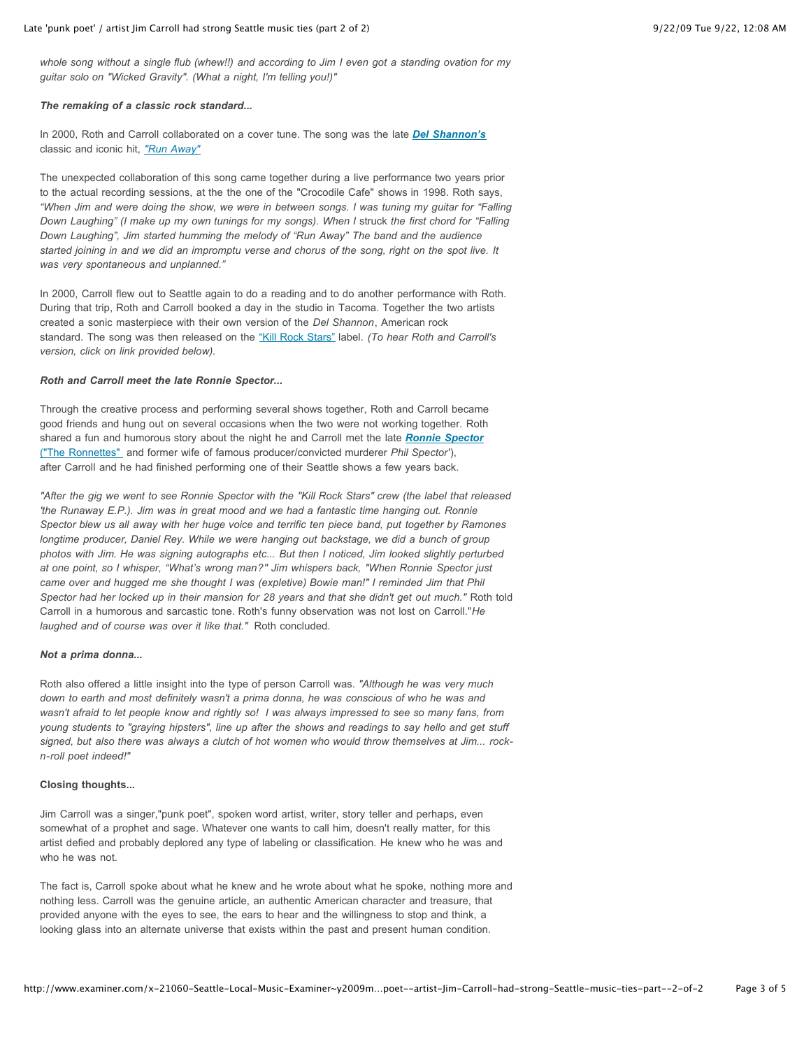*whole song without a single flub (whew!!) and according to Jim I even got a standing ovation for my guitar solo on "Wicked Gravity". (What a night, I'm telling you!)"*

***The remaking of a classic rock standard...***

In 2000, Roth and Carroll collaborated on a cover tune. The song was the late ***Del Shannon's*** classic and iconic hit, *"Run Away"*

The unexpected collaboration of this song came together during a live performance two years prior to the actual recording sessions, at the the one of the "Crocodile Cafe" shows in 1998. Roth says, *"When Jim and were doing the show, we were in between songs. I was tuning my guitar for "Falling Down Laughing" (I make up my own tunings for my songs). When I struck the first chord for "Falling Down Laughing", Jim started humming the melody of "Run Away" The band and the audience started joining in and we did an impromptu verse and chorus of the song, right on the spot live. It was very spontaneous and unplanned."*

In 2000, Carroll flew out to Seattle again to do a reading and to do another performance with Roth. During that trip, Roth and Carroll booked a day in the studio in Tacoma. Together the two artists created a sonic masterpiece with their own version of the *Del Shannon*, American rock standard. The song was then released on the "Kill Rock Stars" label. *(To hear Roth and Carroll's version, click on link provided below).*

***Roth and Carroll meet the late Ronnie Spector...***

Through the creative process and performing several shows together, Roth and Carroll became good friends and hung out on several occasions when the two were not working together. Roth shared a fun and humorous story about the night he and Carroll met the late ***Ronnie Spector*** ("The Ronnettes" and former wife of famous producer/convicted murderer *Phil Spector*'), after Carroll and he had finished performing one of their Seattle shows a few years back.

*"After the gig we went to see Ronnie Spector with the "Kill Rock Stars" crew (the label that released 'the Runaway E.P.). Jim was in great mood and we had a fantastic time hanging out. Ronnie Spector blew us all away with her huge voice and terrific ten piece band, put together by Ramones longtime producer, Daniel Rey. While we were hanging out backstage, we did a bunch of group photos with Jim. He was signing autographs etc... But then I noticed, Jim looked slightly perturbed at one point, so I whisper, "What's wrong man?" Jim whispers back, "When Ronnie Spector just came over and hugged me she thought I was (expletive) Bowie man!" I reminded Jim that Phil Spector had her locked up in their mansion for 28 years and that she didn't get out much."* Roth told Carroll in a humorous and sarcastic tone. Roth's funny observation was not lost on Carroll."*He laughed and of course was over it like that."* Roth concluded.

***Not a prima donna...***

Roth also offered a little insight into the type of person Carroll was. *"Although he was very much down to earth and most definitely wasn't a prima donna, he was conscious of who he was and wasn't afraid to let people know and rightly so! I was always impressed to see so many fans, from young students to "graying hipsters", line up after the shows and readings to say hello and get stuff signed, but also there was always a clutch of hot women who would throw themselves at Jim... rock-n-roll poet indeed!"*

**Closing thoughts...**

Jim Carroll was a singer,"punk poet", spoken word artist, writer, story teller and perhaps, even somewhat of a prophet and sage. Whatever one wants to call him, doesn't really matter, for this artist defied and probably deplored any type of labeling or classification. He knew who he was and who he was not.

The fact is, Carroll spoke about what he knew and he wrote about what he spoke, nothing more and nothing less. Carroll was the genuine article, an authentic American character and treasure, that provided anyone with the eyes to see, the ears to hear and the willingness to stop and think, a looking glass into an alternate universe that exists within the past and present human condition.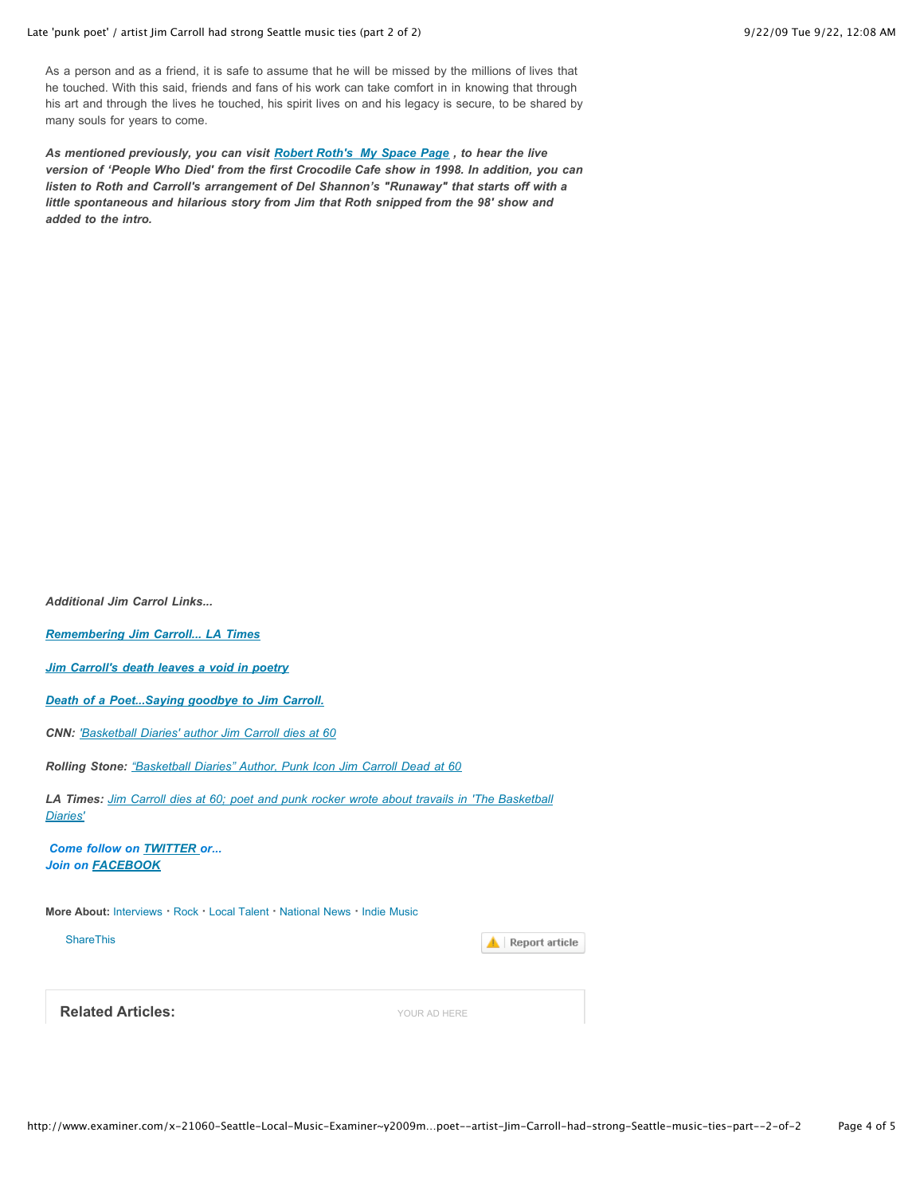As a person and as a friend, it is safe to assume that he will be missed by the millions of lives that he touched. With this said, friends and fans of his work can take comfort in in knowing that through his art and through the lives he touched, his spirit lives on and his legacy is secure, to be shared by many souls for years to come.

***As mentioned previously, you can visit [Robert Roth's My Space Page](#) , to hear the live version of 'People Who Died' from the first Crocodile Cafe show in 1998. In addition, you can listen to Roth and Carroll's arrangement of Del Shannon's "Runaway" that starts off with a little spontaneous and hilarious story from Jim that Roth snipped from the 98' show and added to the intro.***

***Additional Jim Carrol Links...***

***[Remembering Jim Carroll... LA Times](#)***

***[Jim Carroll's death leaves a void in poetry](#)***

***[Death of a Poet...Saying goodbye to Jim Carroll.](#)***

***CNN:*** *['Basketball Diaries' author Jim Carroll dies at 60](#)*

***Rolling Stone:*** *["Basketball Diaries" Author, Punk Icon Jim Carroll Dead at 60](#)*

***LA Times:*** *[Jim Carroll dies at 60; poet and punk rocker wrote about travails in 'The Basketball Diaries'](#)*

***Come follow on [TWITTER](#) or...***
***Join on [FACEBOOK](#)***

**More About:** Interviews · Rock · Local Talent · National News · Indie Music

ShareThis

Report article

**Related Articles:**

YOUR AD HERE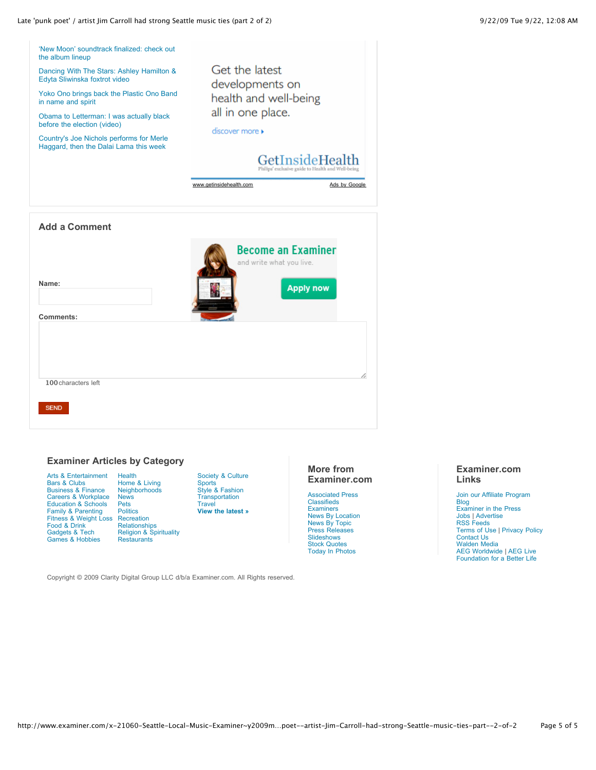'New Moon' soundtrack finalized: check out the album lineup

Dancing With The Stars: Ashley Hamilton & Edyta Sliwinska foxtrot video

Yoko Ono brings back the Plastic Ono Band in name and spirit

Obama to Letterman: I was actually black before the election (video)

Country's Joe Nichols performs for Merle Haggard, then the Dalai Lama this week

Get the latest developments on health and well-being all in one place.

discover more ▸

GetInsideHealth
Philips' exclusive guide to Health and Well-being

www.getinsidehealth.com    Ads by Google

## Add a Comment

Become an Examiner
and write what you live.

Apply now

**Name:**

**Comments:**

100 characters left

SEND

## Examiner Articles by Category

Arts & Entertainment
Bars & Clubs
Business & Finance
Careers & Workplace
Education & Schools
Family & Parenting
Fitness & Weight Loss
Food & Drink
Gadgets & Tech
Games & Hobbies
Health
Home & Living
Neighborhoods
News
Pets
Politics
Recreation
Relationships
Religion & Spirituality
Restaurants
Society & Culture
Sports
Style & Fashion
Transportation
Travel
**View the latest »**

## More from Examiner.com

Associated Press
Classifieds
Examiners
News By Location
News By Topic
Press Releases
Slideshows
Stock Quotes
Today In Photos

## Examiner.com Links

Join our Affiliate Program
Blog
Examiner in the Press
Jobs | Advertise
RSS Feeds
Terms of Use | Privacy Policy
Contact Us
Walden Media
AEG Worldwide | AEG Live
Foundation for a Better Life

Copyright © 2009 Clarity Digital Group LLC d/b/a Examiner.com. All Rights reserved.